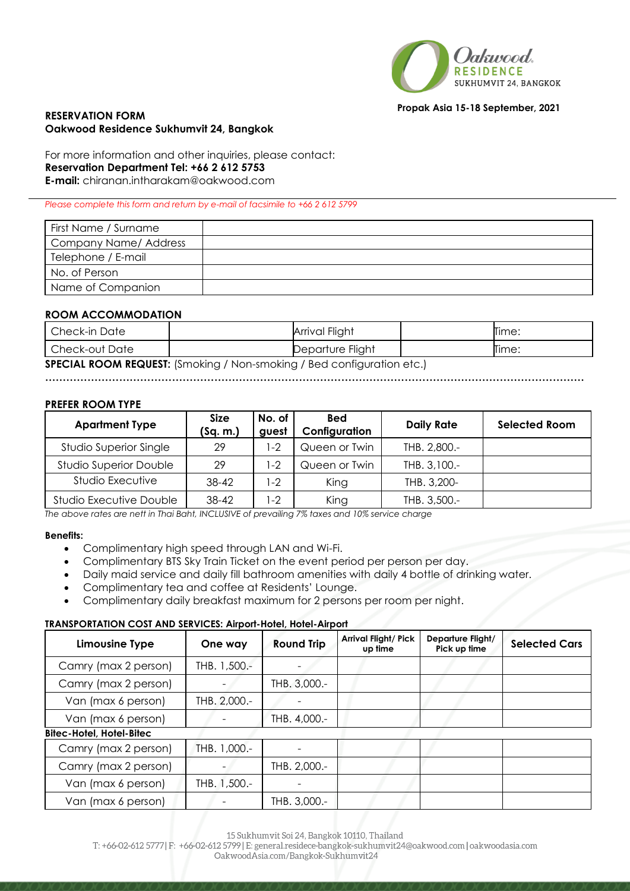**Propak Asia 15-18 September, 2021**

**RESERVATION FORM**
**Oakwood Residence Sukhumvit 24, Bangkok**

For more information and other inquiries, please contact:
**Reservation Department Tel: +66 2 612 5753**
**E-mail:** chiranan.intharakam@oakwood.com

*Please complete this form and return by e-mail of facsimile to +66 2 612 5799*

| | |
|---|---|
| First Name / Surname | |
| Company Name/ Address | |
| Telephone / E-mail | |
| No. of Person | |
| Name of Companion | |

**ROOM ACCOMMODATION**

| | | | | |
|---|---|---|---|---|
| Check-in Date | | Arrival Flight | | Time: |
| Check-out Date | | Departure Flight | | Time: |

**SPECIAL ROOM REQUEST:** (Smoking / Non-smoking / Bed configuration etc.)

……………………………………………………………………………………………………………………………………

**PREFER ROOM TYPE**

| Apartment Type | Size (Sq. m.) | No. of guest | Bed Configuration | Daily Rate | Selected Room |
|---|---|---|---|---|---|
| Studio Superior Single | 29 | 1-2 | Queen or Twin | THB. 2,800.- | |
| Studio Superior Double | 29 | 1-2 | Queen or Twin | THB. 3,100.- | |
| Studio Executive | 38-42 | 1-2 | King | THB. 3,200- | |
| Studio Executive Double | 38-42 | 1-2 | King | THB. 3,500.- | |

*The above rates are nett in Thai Baht, INCLUSIVE of prevailing 7% taxes and 10% service charge*

**Benefits:**

- Complimentary high speed through LAN and Wi-Fi.
- Complimentary BTS Sky Train Ticket on the event period per person per day.
- Daily maid service and daily fill bathroom amenities with daily 4 bottle of drinking water.
- Complimentary tea and coffee at Residents' Lounge.
- Complimentary daily breakfast maximum for 2 persons per room per night.

**TRANSPORTATION COST AND SERVICES: Airport-Hotel, Hotel-Airport**

| Limousine Type | One way | Round Trip | Arrival Flight/ Pick up time | Departure Flight/ Pick up time | Selected Cars |
|---|---|---|---|---|---|
| Camry (max 2 person) | THB. 1,500.- | - | | | |
| Camry (max 2 person) | - | THB. 3,000.- | | | |
| Van (max 6 person) | THB. 2,000.- | - | | | |
| Van (max 6 person) | - | THB. 4,000.- | | | |
| **Bitec-Hotel, Hotel-Bitec** | | | | | |
| Camry (max 2 person) | THB. 1,000.- | - | | | |
| Camry (max 2 person) | - | THB. 2,000.- | | | |
| Van (max 6 person) | THB. 1,500.- | - | | | |
| Van (max 6 person) | - | THB. 3,000.- | | | |

15 Sukhumvit Soi 24, Bangkok 10110, Thailand
T: +66-02-612 5777| F: +66-02-612 5799| E: general.residece-bangkok-sukhumvit24@oakwood.com|oakwoodasia.com
OakwoodAsia.com/Bangkok-Sukhumvit24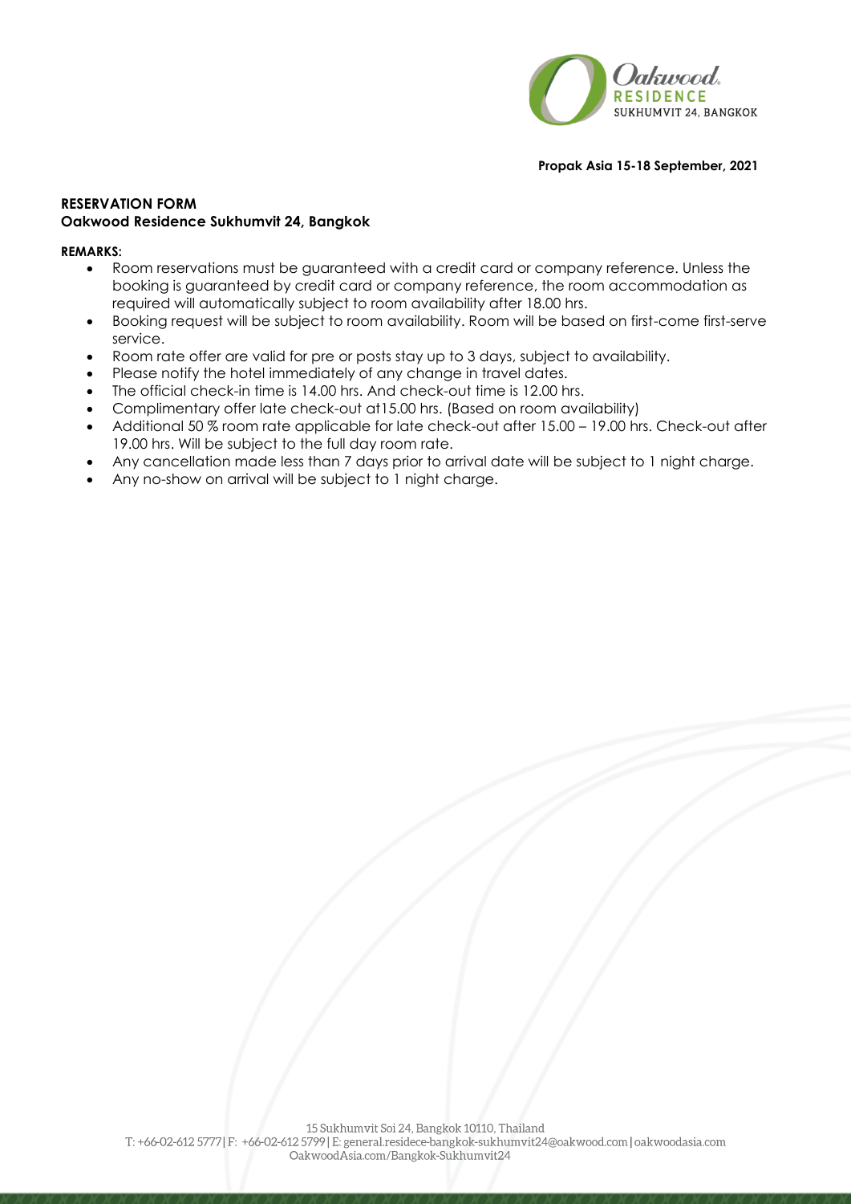**Propak Asia 15-18 September, 2021**

**RESERVATION FORM**
**Oakwood Residence Sukhumvit 24, Bangkok**

**REMARKS:**

- Room reservations must be guaranteed with a credit card or company reference. Unless the booking is guaranteed by credit card or company reference, the room accommodation as required will automatically subject to room availability after 18.00 hrs.
- Booking request will be subject to room availability. Room will be based on first-come first-serve service.
- Room rate offer are valid for pre or posts stay up to 3 days, subject to availability.
- Please notify the hotel immediately of any change in travel dates.
- The official check-in time is 14.00 hrs. And check-out time is 12.00 hrs.
- Complimentary offer late check-out at15.00 hrs. (Based on room availability)
- Additional 50 % room rate applicable for late check-out after 15.00 – 19.00 hrs. Check-out after 19.00 hrs. Will be subject to the full day room rate.
- Any cancellation made less than 7 days prior to arrival date will be subject to 1 night charge.
- Any no-show on arrival will be subject to 1 night charge.

15 Sukhumvit Soi 24, Bangkok 10110, Thailand
T: +66-02-612 5777| F: +66-02-612 5799| E: general.residece-bangkok-sukhumvit24@oakwood.com | oakwoodasia.com
OakwoodAsia.com/Bangkok-Sukhumvit24